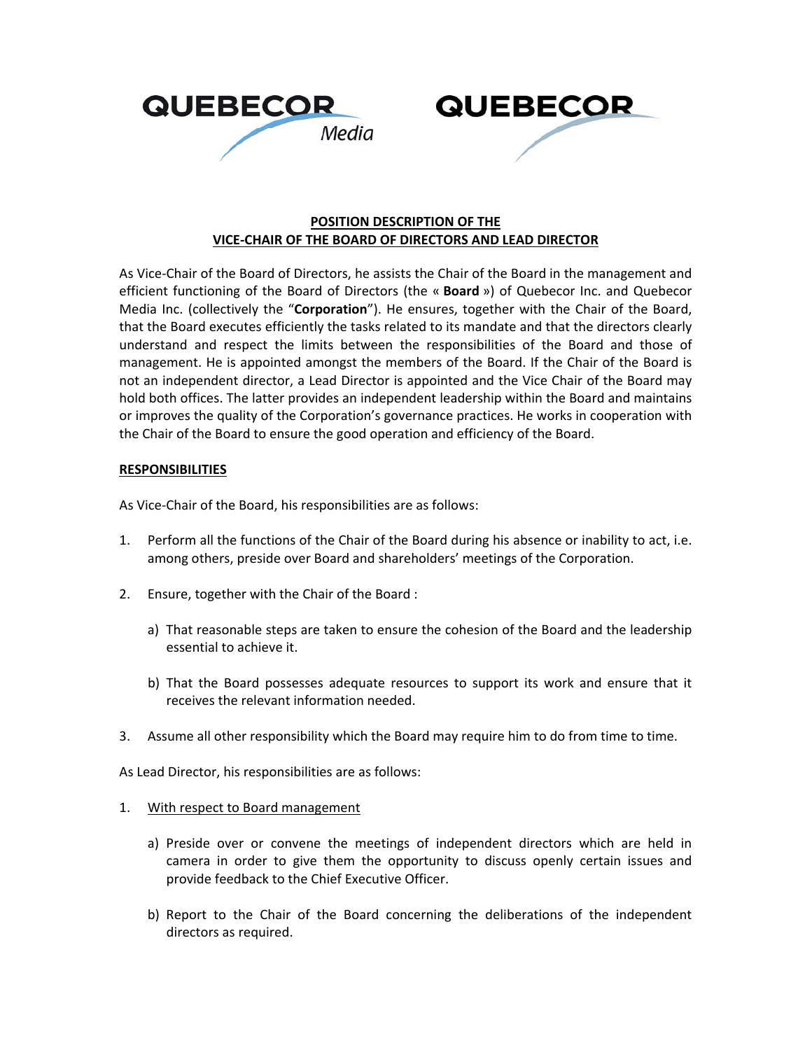QUEBECOR Media

QUEBECOR

**POSITION DESCRIPTION OF THE VICE-CHAIR OF THE BOARD OF DIRECTORS AND LEAD DIRECTOR**

As Vice-Chair of the Board of Directors, he assists the Chair of the Board in the management and efficient functioning of the Board of Directors (the « **Board** ») of Quebecor Inc. and Quebecor Media Inc. (collectively the "**Corporation**"). He ensures, together with the Chair of the Board, that the Board executes efficiently the tasks related to its mandate and that the directors clearly understand and respect the limits between the responsibilities of the Board and those of management. He is appointed amongst the members of the Board. If the Chair of the Board is not an independent director, a Lead Director is appointed and the Vice Chair of the Board may hold both offices. The latter provides an independent leadership within the Board and maintains or improves the quality of the Corporation's governance practices. He works in cooperation with the Chair of the Board to ensure the good operation and efficiency of the Board.

**RESPONSIBILITIES**

As Vice-Chair of the Board, his responsibilities are as follows:

1. Perform all the functions of the Chair of the Board during his absence or inability to act, i.e. among others, preside over Board and shareholders' meetings of the Corporation.

2. Ensure, together with the Chair of the Board :

   a) That reasonable steps are taken to ensure the cohesion of the Board and the leadership essential to achieve it.

   b) That the Board possesses adequate resources to support its work and ensure that it receives the relevant information needed.

3. Assume all other responsibility which the Board may require him to do from time to time.

As Lead Director, his responsibilities are as follows:

1. With respect to Board management

   a) Preside over or convene the meetings of independent directors which are held in camera in order to give them the opportunity to discuss openly certain issues and provide feedback to the Chief Executive Officer.

   b) Report to the Chair of the Board concerning the deliberations of the independent directors as required.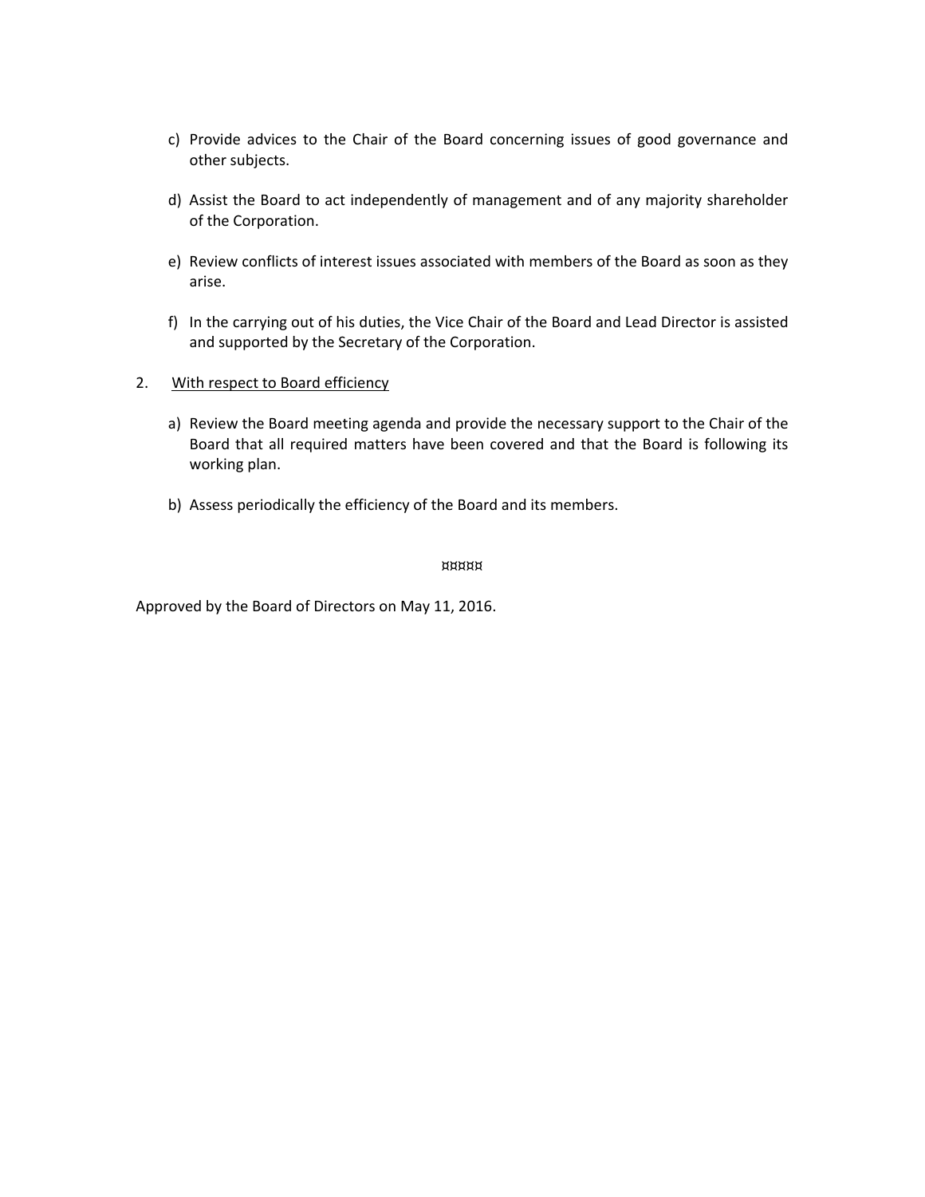c) Provide advices to the Chair of the Board concerning issues of good governance and other subjects.

d) Assist the Board to act independently of management and of any majority shareholder of the Corporation.

e) Review conflicts of interest issues associated with members of the Board as soon as they arise.

f) In the carrying out of his duties, the Vice Chair of the Board and Lead Director is assisted and supported by the Secretary of the Corporation.

2. <u>With respect to Board efficiency</u>

a) Review the Board meeting agenda and provide the necessary support to the Chair of the Board that all required matters have been covered and that the Board is following its working plan.

b) Assess periodically the efficiency of the Board and its members.

¤¤¤¤¤

Approved by the Board of Directors on May 11, 2016.